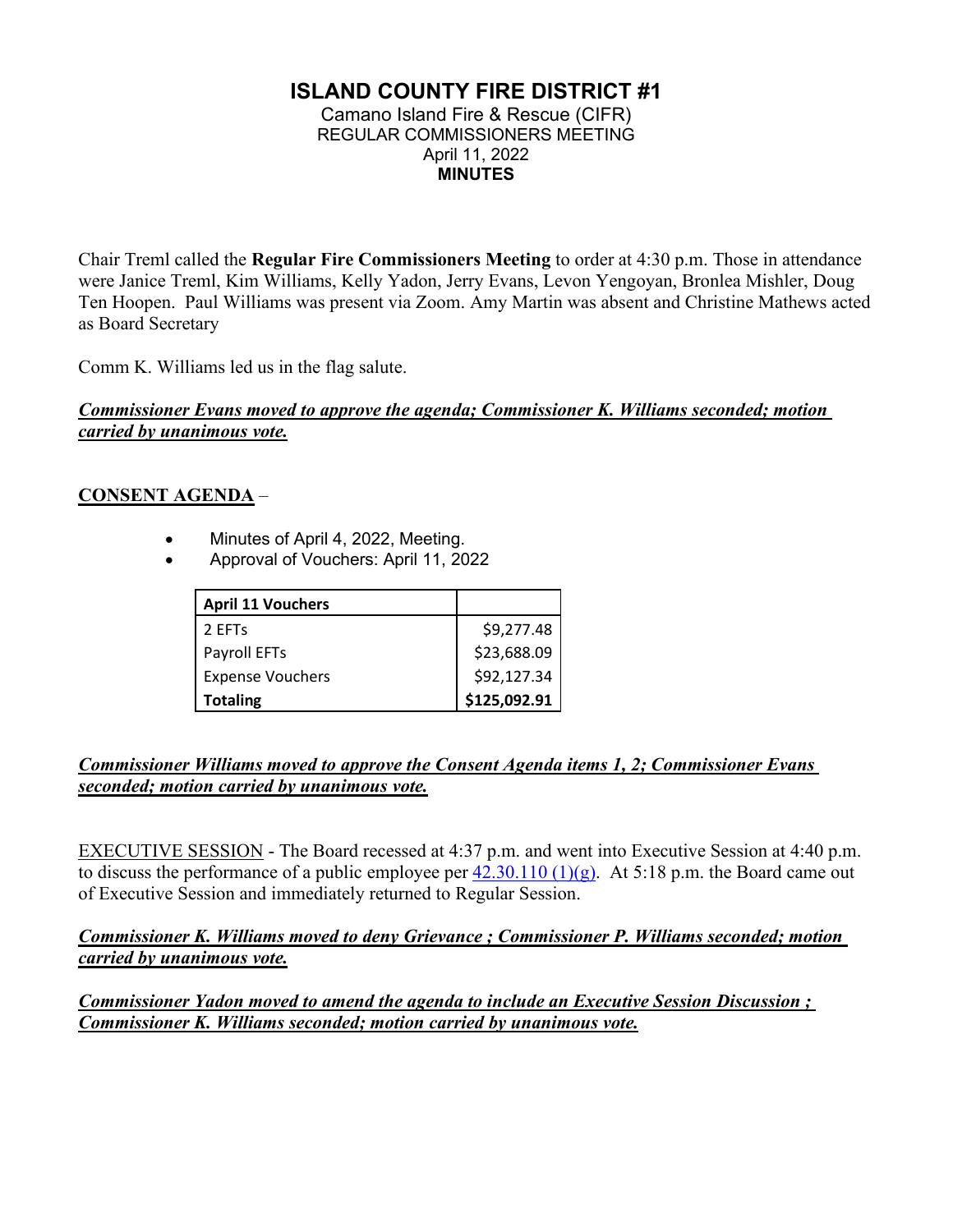# ISLAND COUNTY FIRE DISTRICT #1

Camano Island Fire & Rescue (CIFR)
REGULAR COMMISSIONERS MEETING
April 11, 2022
**MINUTES**

Chair Treml called the **Regular Fire Commissioners Meeting** to order at 4:30 p.m. Those in attendance were Janice Treml, Kim Williams, Kelly Yadon, Jerry Evans, Levon Yengoyan, Bronlea Mishler, Doug Ten Hoopen. Paul Williams was present via Zoom. Amy Martin was absent and Christine Mathews acted as Board Secretary

Comm K. Williams led us in the flag salute.

***Commissioner Evans moved to approve the agenda; Commissioner K. Williams seconded; motion carried by unanimous vote.***

**CONSENT AGENDA** –

- Minutes of April 4, 2022, Meeting.
- Approval of Vouchers: April 11, 2022

| **April 11 Vouchers** | |
|---|---|
| 2 EFTs | $9,277.48 |
| Payroll EFTs | $23,688.09 |
| Expense Vouchers | $92,127.34 |
| **Totaling** | **$125,092.91** |

***Commissioner Williams moved to approve the Consent Agenda items 1, 2; Commissioner Evans seconded; motion carried by unanimous vote.***

EXECUTIVE SESSION - The Board recessed at 4:37 p.m. and went into Executive Session at 4:40 p.m. to discuss the performance of a public employee per 42.30.110 (1)(g). At 5:18 p.m. the Board came out of Executive Session and immediately returned to Regular Session.

***Commissioner K. Williams moved to deny Grievance ; Commissioner P. Williams seconded; motion carried by unanimous vote.***

***Commissioner Yadon moved to amend the agenda to include an Executive Session Discussion ; Commissioner K. Williams seconded; motion carried by unanimous vote.***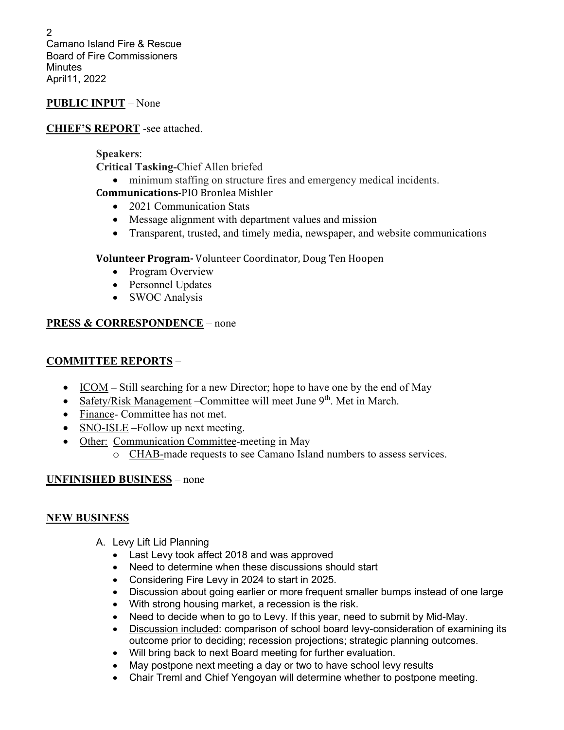**PUBLIC INPUT** – None

**CHIEF'S REPORT** -see attached.

**Speakers**:

**Critical Tasking-**Chief Allen briefed

- minimum staffing on structure fires and emergency medical incidents.

**Communications**-PIO Bronlea Mishler

- 2021 Communication Stats
- Message alignment with department values and mission
- Transparent, trusted, and timely media, newspaper, and website communications

**Volunteer Program-** Volunteer Coordinator, Doug Ten Hoopen

- Program Overview
- Personnel Updates
- SWOC Analysis

**PRESS & CORRESPONDENCE** – none

**COMMITTEE REPORTS** –

- ICOM – Still searching for a new Director; hope to have one by the end of May
- Safety/Risk Management –Committee will meet June 9th. Met in March.
- Finance- Committee has not met.
- SNO-ISLE –Follow up next meeting.
- Other: Communication Committee-meeting in May
    - CHAB-made requests to see Camano Island numbers to assess services.

**UNFINISHED BUSINESS** – none

**NEW BUSINESS**

A. Levy Lift Lid Planning
   - Last Levy took affect 2018 and was approved
   - Need to determine when these discussions should start
   - Considering Fire Levy in 2024 to start in 2025.
   - Discussion about going earlier or more frequent smaller bumps instead of one large
   - With strong housing market, a recession is the risk.
   - Need to decide when to go to Levy. If this year, need to submit by Mid-May.
   - Discussion included: comparison of school board levy-consideration of examining its outcome prior to deciding; recession projections; strategic planning outcomes.
   - Will bring back to next Board meeting for further evaluation.
   - May postpone next meeting a day or two to have school levy results
   - Chair Treml and Chief Yengoyan will determine whether to postpone meeting.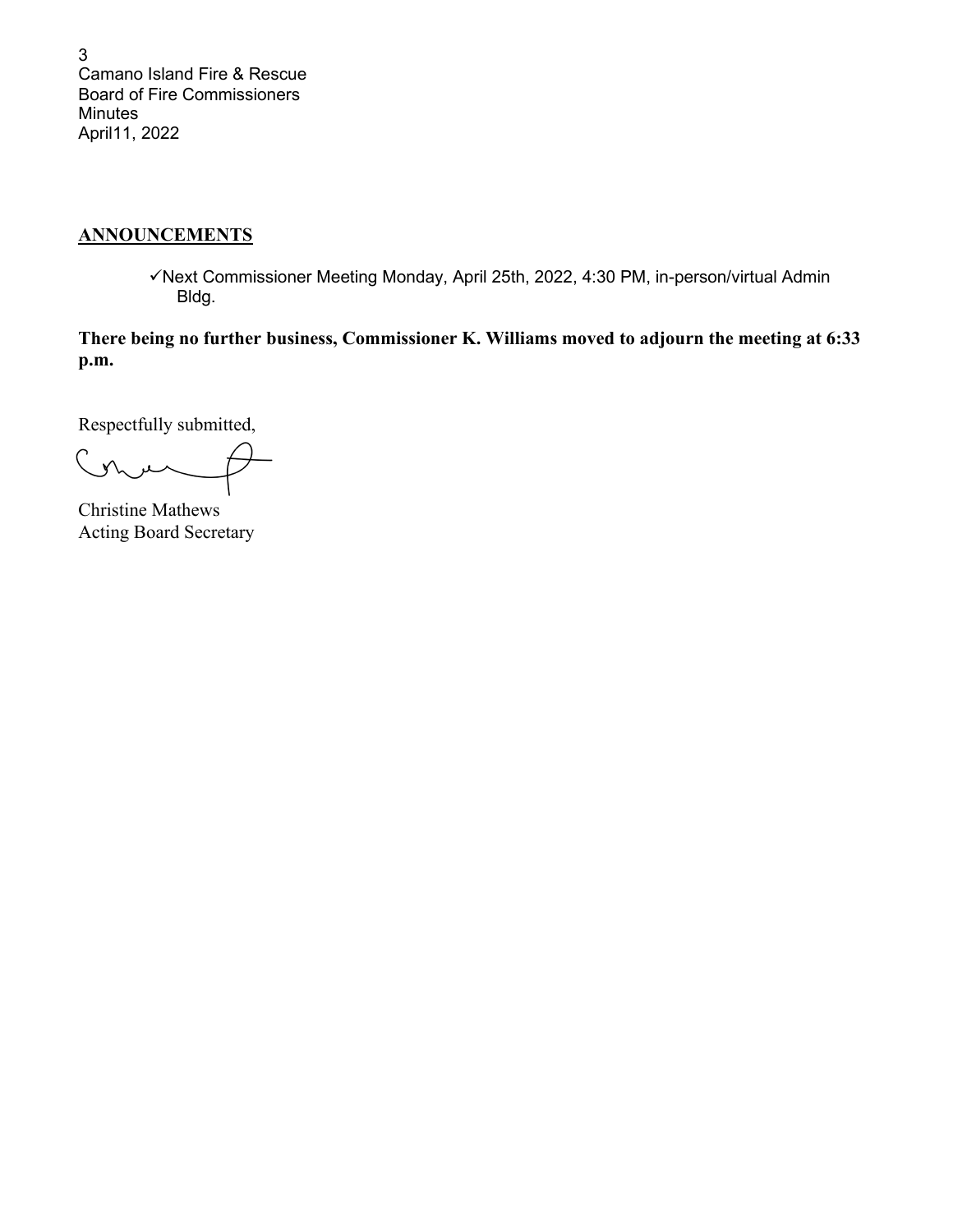## ANNOUNCEMENTS

- ✓Next Commissioner Meeting Monday, April 25th, 2022, 4:30 PM, in-person/virtual Admin Bldg.

**There being no further business, Commissioner K. Williams moved to adjourn the meeting at 6:33 p.m.**

Respectfully submitted,

Christine Mathews
Acting Board Secretary